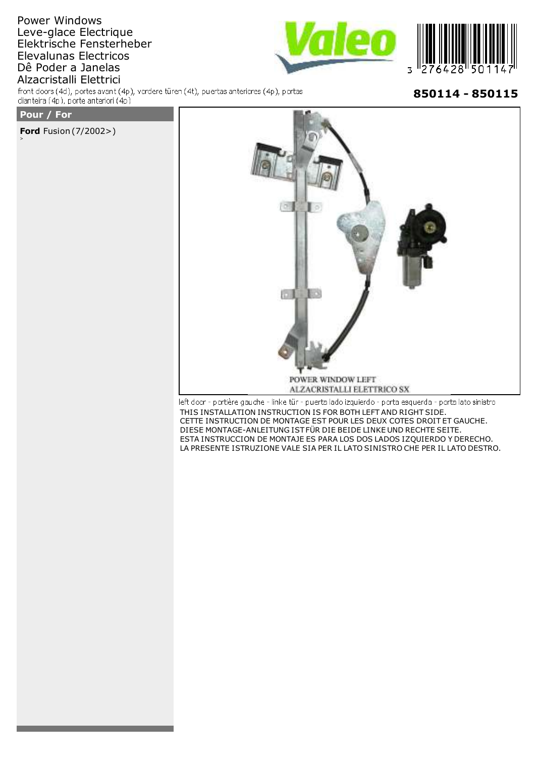Power Windows
Leve-glace Electrique
Elektrische Fensterheber
Elevalunas Electricos
Dê Poder a Janelas
Alzacristalli Elettrici

front doors (4d), portes avant (4p), vordere türen (4t), puertas anteriores (4p), portas dianteira (4p), porte anteriori (4p)

3 276428 501147

**850114 - 850115**

## Pour / For

**Ford** Fusion (7/2002>)

POWER WINDOW LEFT
ALZACRISTALLI ELETTRICO SX

left door - portière gauche - linke tür - puerta lado izquierdo - porta esquerda - porta lato sinistro

THIS INSTALLATION INSTRUCTION IS FOR BOTH LEFT AND RIGHT SIDE.
CETTE INSTRUCTION DE MONTAGE EST POUR LES DEUX COTES DROIT ET GAUCHE.
DIESE MONTAGE-ANLEITUNG IST FÜR DIE BEIDE LINKE UND RECHTE SEITE.
ESTA INSTRUCCION DE MONTAJE ES PARA LOS DOS LADOS IZQUIERDO Y DERECHO.
LA PRESENTE ISTRUZIONE VALE SIA PER IL LATO SINISTRO CHE PER IL LATO DESTRO.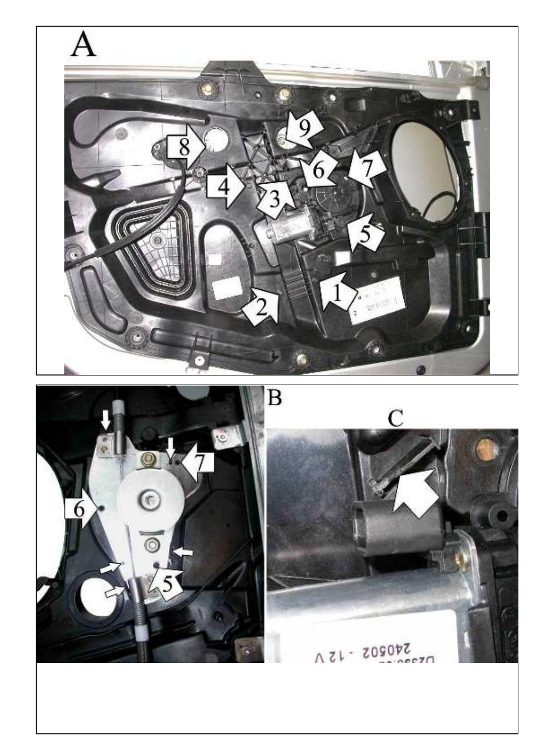A

B

C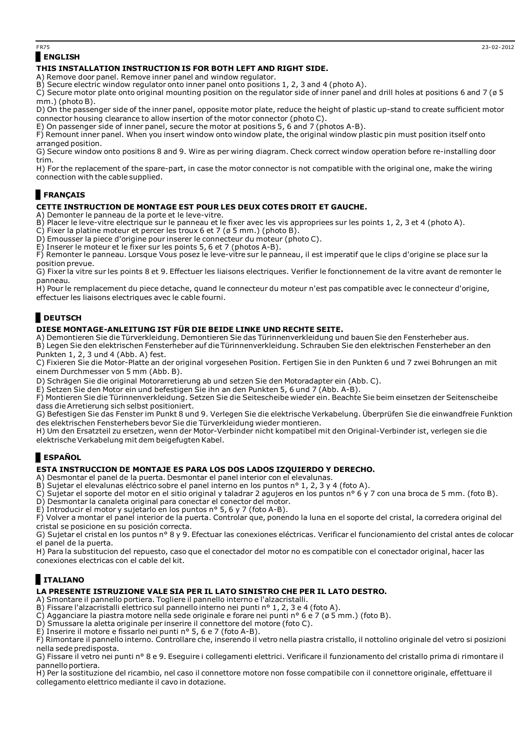## ENGLISH

**THIS INSTALLATION INSTRUCTION IS FOR BOTH LEFT AND RIGHT SIDE.**

A) Remove door panel. Remove inner panel and window regulator.
B) Secure electric window regulator onto inner panel onto positions 1, 2, 3 and 4 (photo A).
C) Secure motor plate onto original mounting position on the regulator side of inner panel and drill holes at positions 6 and 7 (ø 5 mm.) (photo B).
D) On the passenger side of the inner panel, opposite motor plate, reduce the height of plastic up-stand to create sufficient motor connector housing clearance to allow insertion of the motor connector (photo C).
E) On passenger side of inner panel, secure the motor at positions 5, 6 and 7 (photos A-B).
F) Remount inner panel. When you insert window onto window plate, the original window plastic pin must position itself onto arranged position.
G) Secure window onto positions 8 and 9. Wire as per wiring diagram. Check correct window operation before re-installing door trim.
H) For the replacement of the spare-part, in case the motor connector is not compatible with the original one, make the wiring connection with the cable supplied.

## FRANÇAIS

**CETTE INSTRUCTION DE MONTAGE EST POUR LES DEUX COTES DROIT ET GAUCHE.**

A) Demonter le panneau de la porte et le leve-vitre.
B) Placer le leve-vitre electrique sur le panneau et le fixer avec les vis appropriees sur les points 1, 2, 3 et 4 (photo A).
C) Fixer la platine moteur et percer les troux 6 et 7 (ø 5 mm.) (photo B).
D) Emousser la piece d'origine pour inserer le connecteur du moteur (photo C).
E) Inserer le moteur et le fixer sur les points 5, 6 et 7 (photos A-B).
F) Remonter le panneau. Lorsque Vous posez le leve-vitre sur le panneau, il est imperatif que le clips d'origine se place sur la position prevue.
G) Fixer la vitre sur les points 8 et 9. Effectuer les liaisons electriques. Verifier le fonctionnement de la vitre avant de remonter le panneau.
H) Pour le remplacement du piece detache, quand le connecteur du moteur n'est pas compatible avec le connecteur d'origine, effectuer les liaisons electriques avec le cable fourni.

## DEUTSCH

**DIESE MONTAGE-ANLEITUNG IST FÜR DIE BEIDE LINKE UND RECHTE SEITE.**

A) Demontieren Sie die Türverkleidung. Demontieren Sie das Türinnenverkleidung und bauen Sie den Fensterheber aus.
B) Legen Sie den elektrischen Fensterheber auf die Türinnenverkleidung. Schrauben Sie den elektrischen Fensterheber an den Punkten 1, 2, 3 und 4 (Abb. A) fest.
C) Fixieren Sie die Motor-Platte an der original vorgesehen Position. Fertigen Sie in den Punkten 6 und 7 zwei Bohrungen an mit einem Durchmesser von 5 mm (Abb. B).
D) Schrägen Sie die original Motorarretierung ab und setzen Sie den Motoradapter ein (Abb. C).
E) Setzen Sie den Motor ein und befestigen Sie ihn an den Punkten 5, 6 und 7 (Abb. A-B).
F) Montieren Sie die Türinnenverkleidung. Setzen Sie die Seitescheibe wieder ein. Beachte Sie beim einsetzen der Seitenscheibe dass die Arretierung sich selbst positioniert.
G) Befestigen Sie das Fenster im Punkt 8 und 9. Verlegen Sie die elektrische Verkabelung. Überprüfen Sie die einwandfreie Funktion des elektrischen Fensterhebers bevor Sie die Türverkleidung wieder montieren.
H) Um den Ersatzteil zu ersetzen, wenn der Motor-Verbinder nicht kompatibel mit den Original-Verbinder ist, verlegen sie die elektrische Verkabelung mit dem beigefugten Kabel.

## ESPAÑOL

**ESTA INSTRUCCION DE MONTAJE ES PARA LOS DOS LADOS IZQUIERDO Y DERECHO.**

A) Desmontar el panel de la puerta. Desmontar el panel interior con el elevalunas.
B) Sujetar el elevalunas eléctrico sobre el panel interno en los puntos n° 1, 2, 3 y 4 (foto A).
C) Sujetar el soporte del motor en el sitio original y taladrar 2 agujeros en los puntos n° 6 y 7 con una broca de 5 mm. (foto B).
D) Desmontar la canaleta original para conectar el conector del motor.
E) Introducir el motor y sujetarlo en los puntos n° 5, 6 y 7 (foto A-B).
F) Volver a montar el panel interior de la puerta. Controlar que, poniendo la luna en el soporte del cristal, la corredera original del cristal se posicione en su posición correcta.
G) Sujetar el cristal en los puntos n° 8 y 9. Efectuar las conexiones eléctricas. Verificar el funcionamiento del cristal antes de colocar el panel de la puerta.
H) Para la substitucion del repuesto, caso que el conectador del motor no es compatible con el conectador original, hacer las conexiones electricas con el cable del kit.

## ITALIANO

**LA PRESENTE ISTRUZIONE VALE SIA PER IL LATO SINISTRO CHE PER IL LATO DESTRO.**

A) Smontare il pannello portiera. Togliere il pannello interno e l'alzacristalli.
B) Fissare l'alzacristalli elettrico sul pannello interno nei punti n° 1, 2, 3 e 4 (foto A).
C) Agganciare la piastra motore nella sede originale e forare nei punti n° 6 e 7 (ø 5 mm.) (foto B).
D) Smussare la aletta originale per inserire il connettore del motore (foto C).
E) Inserire il motore e fissarlo nei punti n° 5, 6 e 7 (foto A-B).
F) Rimontare il pannello interno. Controllare che, inserendo il vetro nella piastra cristallo, il nottolino originale del vetro si posizioni nella sede predisposta.
G) Fissare il vetro nei punti n° 8 e 9. Eseguire i collegamenti elettrici. Verificare il funzionamento del cristallo prima di rimontare il pannello portiera.
H) Per la sostituzione del ricambio, nel caso il connettore motore non fosse compatibile con il connettore originale, effettuare il collegamento elettrico mediante il cavo in dotazione.